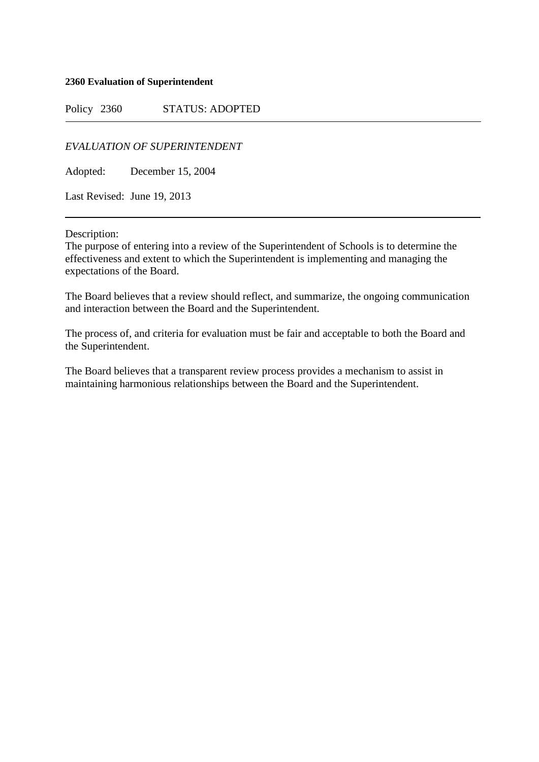**2360 Evaluation of Superintendent**

Policy 2360 STATUS: ADOPTED

---

*EVALUATION OF SUPERINTENDENT*

Adopted: December 15, 2004

Last Revised: June 19, 2013

---

Description:
The purpose of entering into a review of the Superintendent of Schools is to determine the effectiveness and extent to which the Superintendent is implementing and managing the expectations of the Board.

The Board believes that a review should reflect, and summarize, the ongoing communication and interaction between the Board and the Superintendent.

The process of, and criteria for evaluation must be fair and acceptable to both the Board and the Superintendent.

The Board believes that a transparent review process provides a mechanism to assist in maintaining harmonious relationships between the Board and the Superintendent.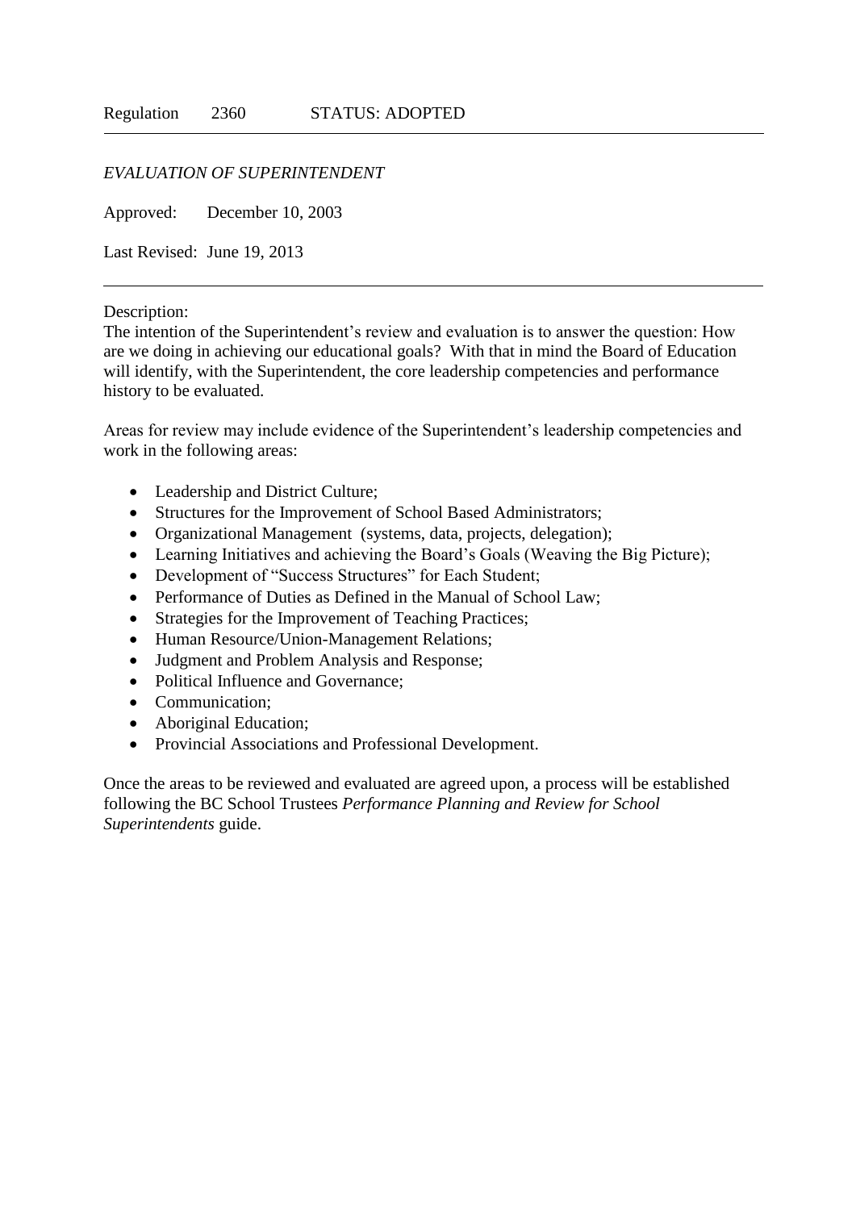Regulation 2360 STATUS: ADOPTED

---

*EVALUATION OF SUPERINTENDENT*

Approved: December 10, 2003

Last Revised: June 19, 2013

---

Description:
The intention of the Superintendent's review and evaluation is to answer the question: How are we doing in achieving our educational goals? With that in mind the Board of Education will identify, with the Superintendent, the core leadership competencies and performance history to be evaluated.

Areas for review may include evidence of the Superintendent's leadership competencies and work in the following areas:

- Leadership and District Culture;
- Structures for the Improvement of School Based Administrators;
- Organizational Management (systems, data, projects, delegation);
- Learning Initiatives and achieving the Board's Goals (Weaving the Big Picture);
- Development of "Success Structures" for Each Student;
- Performance of Duties as Defined in the Manual of School Law;
- Strategies for the Improvement of Teaching Practices;
- Human Resource/Union-Management Relations;
- Judgment and Problem Analysis and Response;
- Political Influence and Governance;
- Communication;
- Aboriginal Education;
- Provincial Associations and Professional Development.

Once the areas to be reviewed and evaluated are agreed upon, a process will be established following the BC School Trustees *Performance Planning and Review for School Superintendents* guide.